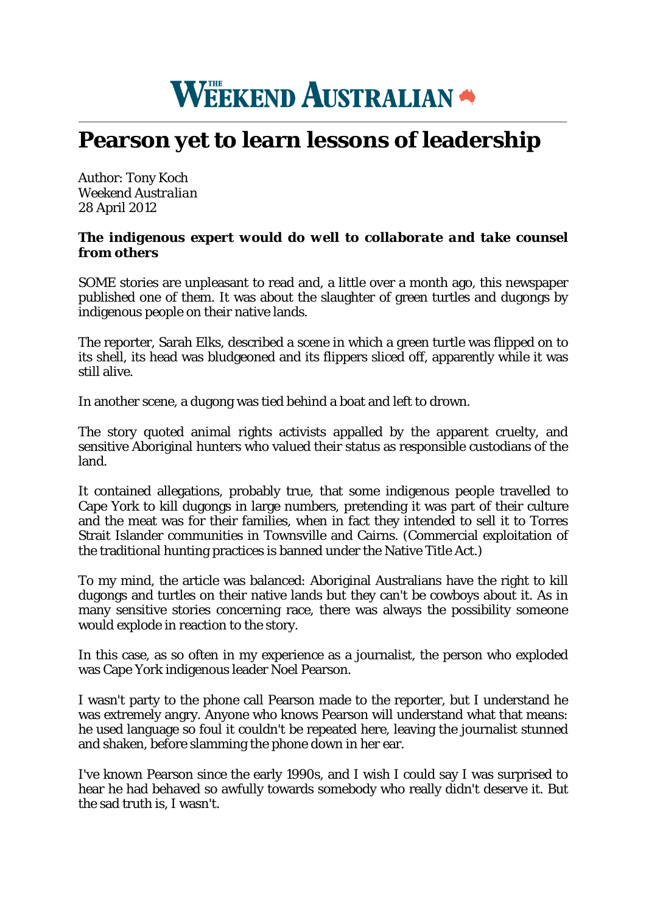# THE WEEKEND AUSTRALIAN

# Pearson yet to learn lessons of leadership

Author: Tony Koch
*Weekend Australian*
28 April 2012

**The indigenous expert would do well to collaborate and take counsel from others**

SOME stories are unpleasant to read and, a little over a month ago, this newspaper published one of them. It was about the slaughter of green turtles and dugongs by indigenous people on their native lands.

The reporter, Sarah Elks, described a scene in which a green turtle was flipped on to its shell, its head was bludgeoned and its flippers sliced off, apparently while it was still alive.

In another scene, a dugong was tied behind a boat and left to drown.

The story quoted animal rights activists appalled by the apparent cruelty, and sensitive Aboriginal hunters who valued their status as responsible custodians of the land.

It contained allegations, probably true, that some indigenous people travelled to Cape York to kill dugongs in large numbers, pretending it was part of their culture and the meat was for their families, when in fact they intended to sell it to Torres Strait Islander communities in Townsville and Cairns. (Commercial exploitation of the traditional hunting practices is banned under the Native Title Act.)

To my mind, the article was balanced: Aboriginal Australians have the right to kill dugongs and turtles on their native lands but they can't be cowboys about it. As in many sensitive stories concerning race, there was always the possibility someone would explode in reaction to the story.

In this case, as so often in my experience as a journalist, the person who exploded was Cape York indigenous leader Noel Pearson.

I wasn't party to the phone call Pearson made to the reporter, but I understand he was extremely angry. Anyone who knows Pearson will understand what that means: he used language so foul it couldn't be repeated here, leaving the journalist stunned and shaken, before slamming the phone down in her ear.

I've known Pearson since the early 1990s, and I wish I could say I was surprised to hear he had behaved so awfully towards somebody who really didn't deserve it. But the sad truth is, I wasn't.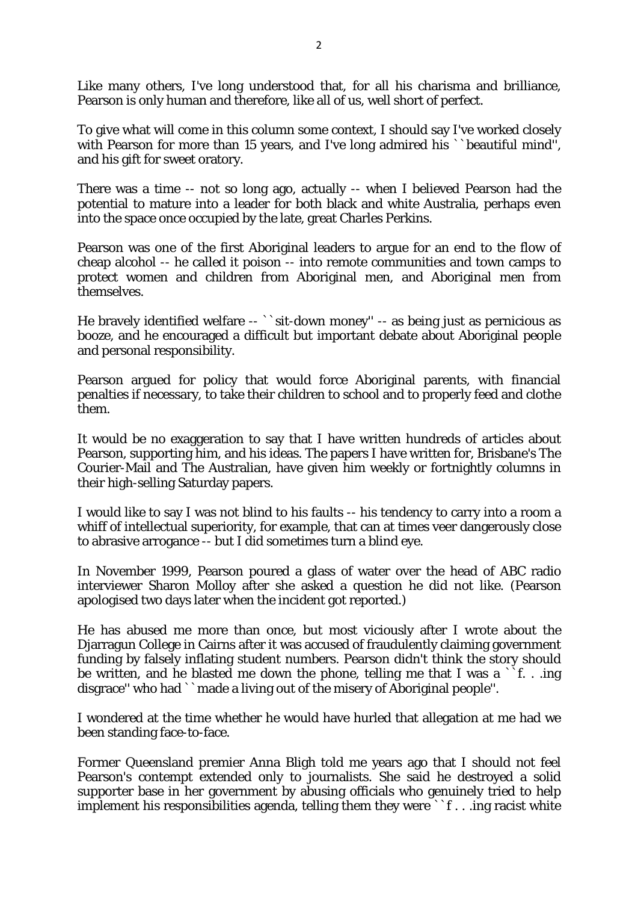Like many others, I've long understood that, for all his charisma and brilliance, Pearson is only human and therefore, like all of us, well short of perfect.

To give what will come in this column some context, I should say I've worked closely with Pearson for more than 15 years, and I've long admired his ``beautiful mind'', and his gift for sweet oratory.

There was a time -- not so long ago, actually -- when I believed Pearson had the potential to mature into a leader for both black and white Australia, perhaps even into the space once occupied by the late, great Charles Perkins.

Pearson was one of the first Aboriginal leaders to argue for an end to the flow of cheap alcohol -- he called it poison -- into remote communities and town camps to protect women and children from Aboriginal men, and Aboriginal men from themselves.

He bravely identified welfare -- ``sit-down money'' -- as being just as pernicious as booze, and he encouraged a difficult but important debate about Aboriginal people and personal responsibility.

Pearson argued for policy that would force Aboriginal parents, with financial penalties if necessary, to take their children to school and to properly feed and clothe them.

It would be no exaggeration to say that I have written hundreds of articles about Pearson, supporting him, and his ideas. The papers I have written for, Brisbane's The Courier-Mail and The Australian, have given him weekly or fortnightly columns in their high-selling Saturday papers.

I would like to say I was not blind to his faults -- his tendency to carry into a room a whiff of intellectual superiority, for example, that can at times veer dangerously close to abrasive arrogance -- but I did sometimes turn a blind eye.

In November 1999, Pearson poured a glass of water over the head of ABC radio interviewer Sharon Molloy after she asked a question he did not like. (Pearson apologised two days later when the incident got reported.)

He has abused me more than once, but most viciously after I wrote about the Djarragun College in Cairns after it was accused of fraudulently claiming government funding by falsely inflating student numbers. Pearson didn't think the story should be written, and he blasted me down the phone, telling me that I was a ``f. . .ing disgrace'' who had ``made a living out of the misery of Aboriginal people''.

I wondered at the time whether he would have hurled that allegation at me had we been standing face-to-face.

Former Queensland premier Anna Bligh told me years ago that I should not feel Pearson's contempt extended only to journalists. She said he destroyed a solid supporter base in her government by abusing officials who genuinely tried to help implement his responsibilities agenda, telling them they were ``f . . .ing racist white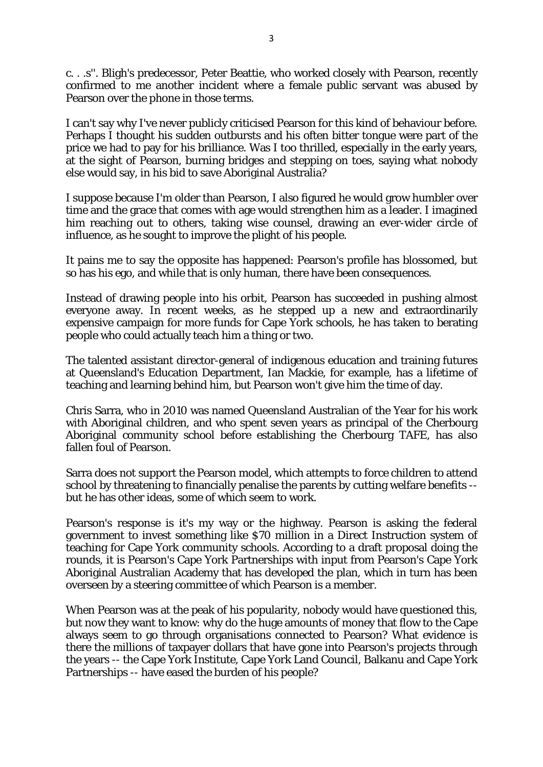c. . .s''. Bligh's predecessor, Peter Beattie, who worked closely with Pearson, recently confirmed to me another incident where a female public servant was abused by Pearson over the phone in those terms.

I can't say why I've never publicly criticised Pearson for this kind of behaviour before. Perhaps I thought his sudden outbursts and his often bitter tongue were part of the price we had to pay for his brilliance. Was I too thrilled, especially in the early years, at the sight of Pearson, burning bridges and stepping on toes, saying what nobody else would say, in his bid to save Aboriginal Australia?

I suppose because I'm older than Pearson, I also figured he would grow humbler over time and the grace that comes with age would strengthen him as a leader. I imagined him reaching out to others, taking wise counsel, drawing an ever-wider circle of influence, as he sought to improve the plight of his people.

It pains me to say the opposite has happened: Pearson's profile has blossomed, but so has his ego, and while that is only human, there have been consequences.

Instead of drawing people into his orbit, Pearson has succeeded in pushing almost everyone away. In recent weeks, as he stepped up a new and extraordinarily expensive campaign for more funds for Cape York schools, he has taken to berating people who could actually teach him a thing or two.

The talented assistant director-general of indigenous education and training futures at Queensland's Education Department, Ian Mackie, for example, has a lifetime of teaching and learning behind him, but Pearson won't give him the time of day.

Chris Sarra, who in 2010 was named Queensland Australian of the Year for his work with Aboriginal children, and who spent seven years as principal of the Cherbourg Aboriginal community school before establishing the Cherbourg TAFE, has also fallen foul of Pearson.

Sarra does not support the Pearson model, which attempts to force children to attend school by threatening to financially penalise the parents by cutting welfare benefits -- but he has other ideas, some of which seem to work.

Pearson's response is it's my way or the highway. Pearson is asking the federal government to invest something like $70 million in a Direct Instruction system of teaching for Cape York community schools. According to a draft proposal doing the rounds, it is Pearson's Cape York Partnerships with input from Pearson's Cape York Aboriginal Australian Academy that has developed the plan, which in turn has been overseen by a steering committee of which Pearson is a member.

When Pearson was at the peak of his popularity, nobody would have questioned this, but now they want to know: why do the huge amounts of money that flow to the Cape always seem to go through organisations connected to Pearson? What evidence is there the millions of taxpayer dollars that have gone into Pearson's projects through the years -- the Cape York Institute, Cape York Land Council, Balkanu and Cape York Partnerships -- have eased the burden of his people?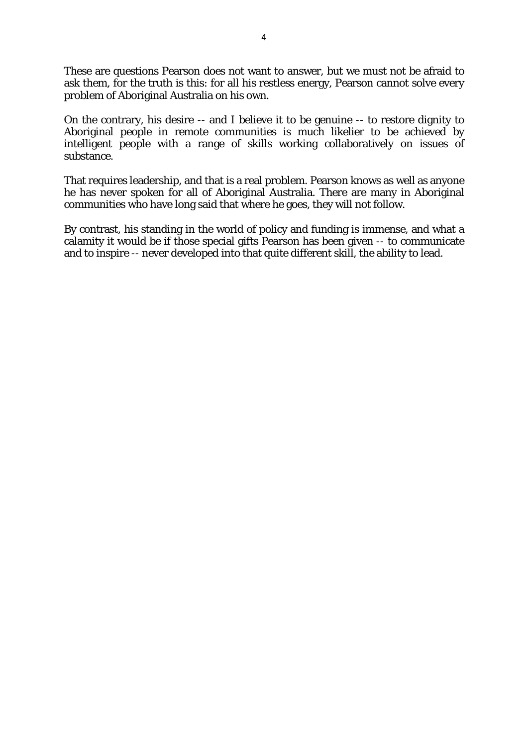These are questions Pearson does not want to answer, but we must not be afraid to ask them, for the truth is this: for all his restless energy, Pearson cannot solve every problem of Aboriginal Australia on his own.

On the contrary, his desire -- and I believe it to be genuine -- to restore dignity to Aboriginal people in remote communities is much likelier to be achieved by intelligent people with a range of skills working collaboratively on issues of substance.

That requires leadership, and that is a real problem. Pearson knows as well as anyone he has never spoken for all of Aboriginal Australia. There are many in Aboriginal communities who have long said that where he goes, they will not follow.

By contrast, his standing in the world of policy and funding is immense, and what a calamity it would be if those special gifts Pearson has been given -- to communicate and to inspire -- never developed into that quite different skill, the ability to lead.